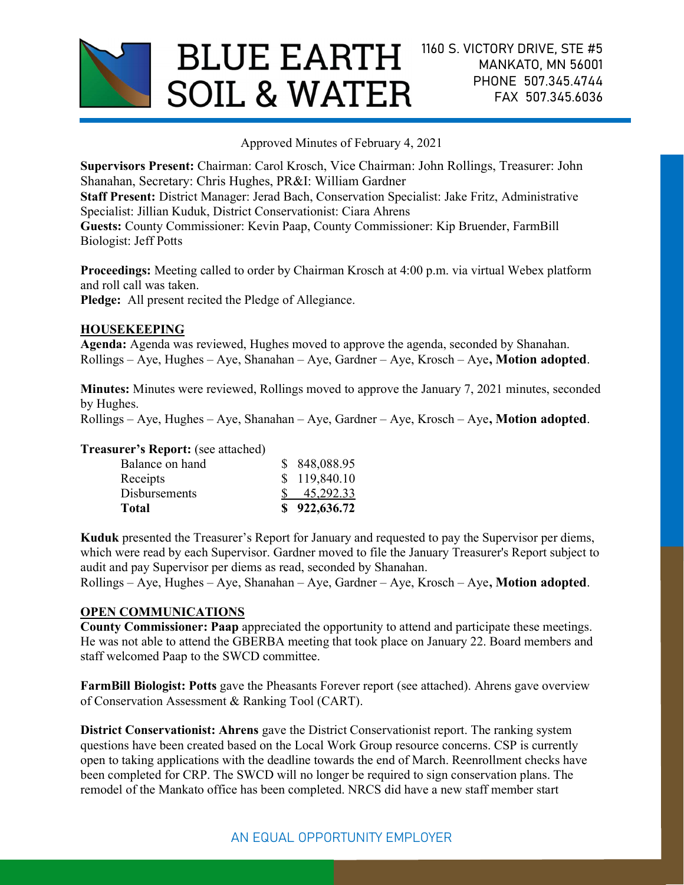# BLUE EARTH SOIL & WATER

1160 S. VICTORY DRIVE, STE #5
MANKATO, MN 56001
PHONE 507.345.4744
FAX 507.345.6036

Approved Minutes of February 4, 2021

**Supervisors Present:** Chairman: Carol Krosch, Vice Chairman: John Rollings, Treasurer: John Shanahan, Secretary: Chris Hughes, PR&I: William Gardner
**Staff Present:** District Manager: Jerad Bach, Conservation Specialist: Jake Fritz, Administrative Specialist: Jillian Kuduk, District Conservationist: Ciara Ahrens
**Guests:** County Commissioner: Kevin Paap, County Commissioner: Kip Bruender, FarmBill Biologist: Jeff Potts

**Proceedings:** Meeting called to order by Chairman Krosch at 4:00 p.m. via virtual Webex platform and roll call was taken.
**Pledge:** All present recited the Pledge of Allegiance.

## HOUSEKEEPING

**Agenda:** Agenda was reviewed, Hughes moved to approve the agenda, seconded by Shanahan. Rollings – Aye, Hughes – Aye, Shanahan – Aye, Gardner – Aye, Krosch – Aye**, Motion adopted**.

**Minutes:** Minutes were reviewed, Rollings moved to approve the January 7, 2021 minutes, seconded by Hughes.
Rollings – Aye, Hughes – Aye, Shanahan – Aye, Gardner – Aye, Krosch – Aye**, Motion adopted**.

**Treasurer's Report:** (see attached)

| | |
|---|---|
| Balance on hand | $ 848,088.95 |
| Receipts | $ 119,840.10 |
| Disbursements | $ 45,292.33 |
| **Total** | **$ 922,636.72** |

**Kuduk** presented the Treasurer's Report for January and requested to pay the Supervisor per diems, which were read by each Supervisor. Gardner moved to file the January Treasurer's Report subject to audit and pay Supervisor per diems as read, seconded by Shanahan.
Rollings – Aye, Hughes – Aye, Shanahan – Aye, Gardner – Aye, Krosch – Aye**, Motion adopted**.

## OPEN COMMUNICATIONS

**County Commissioner: Paap** appreciated the opportunity to attend and participate these meetings. He was not able to attend the GBERBA meeting that took place on January 22. Board members and staff welcomed Paap to the SWCD committee.

**FarmBill Biologist: Potts** gave the Pheasants Forever report (see attached). Ahrens gave overview of Conservation Assessment & Ranking Tool (CART).

**District Conservationist: Ahrens** gave the District Conservationist report. The ranking system questions have been created based on the Local Work Group resource concerns. CSP is currently open to taking applications with the deadline towards the end of March. Reenrollment checks have been completed for CRP. The SWCD will no longer be required to sign conservation plans. The remodel of the Mankato office has been completed. NRCS did have a new staff member start

AN EQUAL OPPORTUNITY EMPLOYER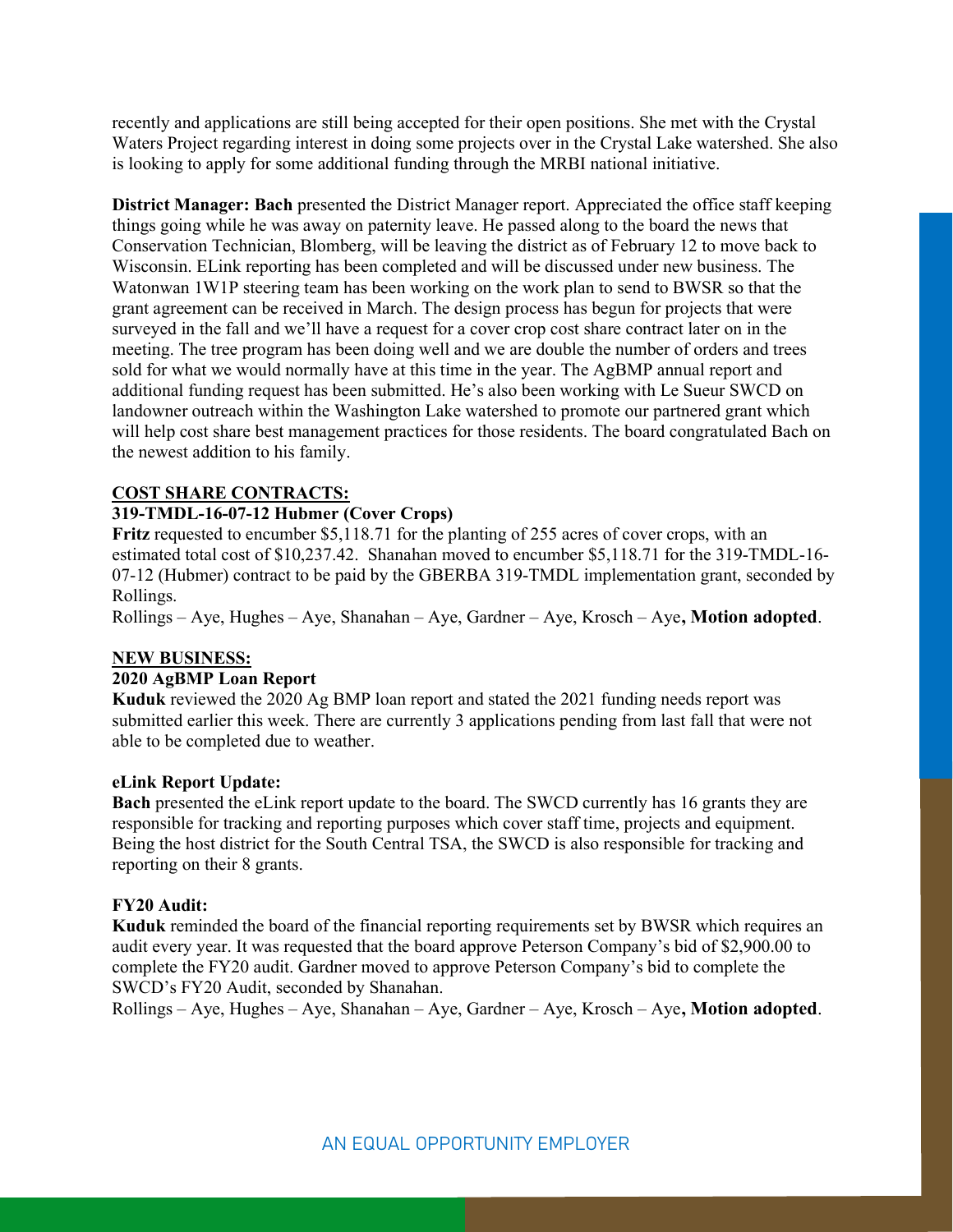recently and applications are still being accepted for their open positions. She met with the Crystal Waters Project regarding interest in doing some projects over in the Crystal Lake watershed. She also is looking to apply for some additional funding through the MRBI national initiative.

**District Manager: Bach** presented the District Manager report. Appreciated the office staff keeping things going while he was away on paternity leave. He passed along to the board the news that Conservation Technician, Blomberg, will be leaving the district as of February 12 to move back to Wisconsin. ELink reporting has been completed and will be discussed under new business. The Watonwan 1W1P steering team has been working on the work plan to send to BWSR so that the grant agreement can be received in March. The design process has begun for projects that were surveyed in the fall and we'll have a request for a cover crop cost share contract later on in the meeting. The tree program has been doing well and we are double the number of orders and trees sold for what we would normally have at this time in the year. The AgBMP annual report and additional funding request has been submitted. He's also been working with Le Sueur SWCD on landowner outreach within the Washington Lake watershed to promote our partnered grant which will help cost share best management practices for those residents. The board congratulated Bach on the newest addition to his family.

## COST SHARE CONTRACTS:

### 319-TMDL-16-07-12 Hubmer (Cover Crops)

**Fritz** requested to encumber $5,118.71 for the planting of 255 acres of cover crops, with an estimated total cost of $10,237.42. Shanahan moved to encumber $5,118.71 for the 319-TMDL-16-07-12 (Hubmer) contract to be paid by the GBERBA 319-TMDL implementation grant, seconded by Rollings.

Rollings – Aye, Hughes – Aye, Shanahan – Aye, Gardner – Aye, Krosch – Aye**, Motion adopted**.

## NEW BUSINESS:

### 2020 AgBMP Loan Report

**Kuduk** reviewed the 2020 Ag BMP loan report and stated the 2021 funding needs report was submitted earlier this week. There are currently 3 applications pending from last fall that were not able to be completed due to weather.

### eLink Report Update:

**Bach** presented the eLink report update to the board. The SWCD currently has 16 grants they are responsible for tracking and reporting purposes which cover staff time, projects and equipment. Being the host district for the South Central TSA, the SWCD is also responsible for tracking and reporting on their 8 grants.

### FY20 Audit:

**Kuduk** reminded the board of the financial reporting requirements set by BWSR which requires an audit every year. It was requested that the board approve Peterson Company's bid of $2,900.00 to complete the FY20 audit. Gardner moved to approve Peterson Company's bid to complete the SWCD's FY20 Audit, seconded by Shanahan.

Rollings – Aye, Hughes – Aye, Shanahan – Aye, Gardner – Aye, Krosch – Aye**, Motion adopted**.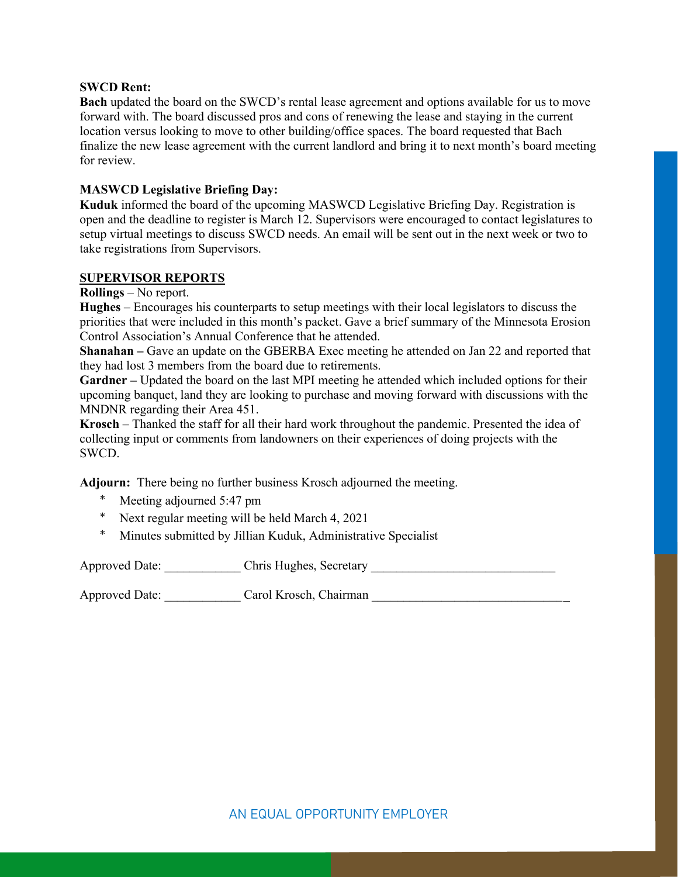**SWCD Rent:**
**Bach** updated the board on the SWCD's rental lease agreement and options available for us to move forward with. The board discussed pros and cons of renewing the lease and staying in the current location versus looking to move to other building/office spaces. The board requested that Bach finalize the new lease agreement with the current landlord and bring it to next month's board meeting for review.

**MASWCD Legislative Briefing Day:**
**Kuduk** informed the board of the upcoming MASWCD Legislative Briefing Day. Registration is open and the deadline to register is March 12. Supervisors were encouraged to contact legislatures to setup virtual meetings to discuss SWCD needs. An email will be sent out in the next week or two to take registrations from Supervisors.

**SUPERVISOR REPORTS**

**Rollings** – No report.
**Hughes** – Encourages his counterparts to setup meetings with their local legislators to discuss the priorities that were included in this month's packet. Gave a brief summary of the Minnesota Erosion Control Association's Annual Conference that he attended.
**Shanahan –** Gave an update on the GBERBA Exec meeting he attended on Jan 22 and reported that they had lost 3 members from the board due to retirements.
**Gardner –** Updated the board on the last MPI meeting he attended which included options for their upcoming banquet, land they are looking to purchase and moving forward with discussions with the MNDNR regarding their Area 451.
**Krosch** – Thanked the staff for all their hard work throughout the pandemic. Presented the idea of collecting input or comments from landowners on their experiences of doing projects with the SWCD.

**Adjourn:** There being no further business Krosch adjourned the meeting.

* Meeting adjourned 5:47 pm
* Next regular meeting will be held March 4, 2021
* Minutes submitted by Jillian Kuduk, Administrative Specialist

Approved Date: ____________ Chris Hughes, Secretary ____________________________

Approved Date: ____________ Carol Krosch, Chairman ______________________________

AN EQUAL OPPORTUNITY EMPLOYER